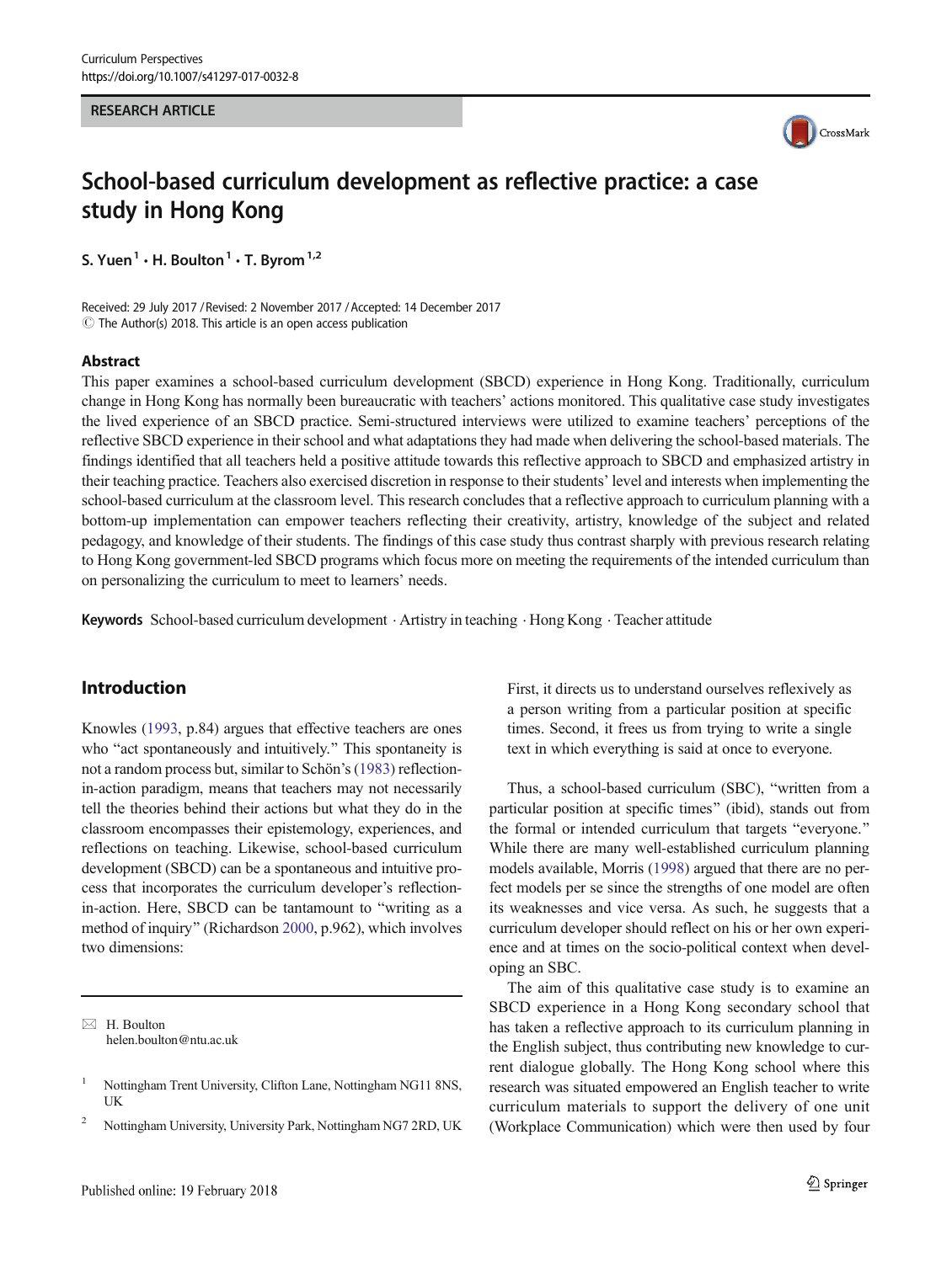RESEARCH ARTICLE

# School-based curriculum development as reflective practice: a case study in Hong Kong

S. Yuen[1] · H. Boulton[1] · T. Byrom[1,2]

Received: 29 July 2017 / Revised: 2 November 2017 / Accepted: 14 December 2017
© The Author(s) 2018. This article is an open access publication

## Abstract

This paper examines a school-based curriculum development (SBCD) experience in Hong Kong. Traditionally, curriculum change in Hong Kong has normally been bureaucratic with teachers' actions monitored. This qualitative case study investigates the lived experience of an SBCD practice. Semi-structured interviews were utilized to examine teachers' perceptions of the reflective SBCD experience in their school and what adaptations they had made when delivering the school-based materials. The findings identified that all teachers held a positive attitude towards this reflective approach to SBCD and emphasized artistry in their teaching practice. Teachers also exercised discretion in response to their students' level and interests when implementing the school-based curriculum at the classroom level. This research concludes that a reflective approach to curriculum planning with a bottom-up implementation can empower teachers reflecting their creativity, artistry, knowledge of the subject and related pedagogy, and knowledge of their students. The findings of this case study thus contrast sharply with previous research relating to Hong Kong government-led SBCD programs which focus more on meeting the requirements of the intended curriculum than on personalizing the curriculum to meet to learners' needs.

**Keywords** School-based curriculum development · Artistry in teaching · Hong Kong · Teacher attitude

## Introduction

Knowles (1993, p.84) argues that effective teachers are ones who "act spontaneously and intuitively." This spontaneity is not a random process but, similar to Schön's (1983) reflection-in-action paradigm, means that teachers may not necessarily tell the theories behind their actions but what they do in the classroom encompasses their epistemology, experiences, and reflections on teaching. Likewise, school-based curriculum development (SBCD) can be a spontaneous and intuitive process that incorporates the curriculum developer's reflection-in-action. Here, SBCD can be tantamount to "writing as a method of inquiry" (Richardson 2000, p.962), which involves two dimensions:

> First, it directs us to understand ourselves reflexively as a person writing from a particular position at specific times. Second, it frees us from trying to write a single text in which everything is said at once to everyone.

Thus, a school-based curriculum (SBC), "written from a particular position at specific times" (ibid), stands out from the formal or intended curriculum that targets "everyone." While there are many well-established curriculum planning models available, Morris (1998) argued that there are no perfect models per se since the strengths of one model are often its weaknesses and vice versa. As such, he suggests that a curriculum developer should reflect on his or her own experience and at times on the socio-political context when developing an SBC.

The aim of this qualitative case study is to examine an SBCD experience in a Hong Kong secondary school that has taken a reflective approach to its curriculum planning in the English subject, thus contributing new knowledge to current dialogue globally. The Hong Kong school where this research was situated empowered an English teacher to write curriculum materials to support the delivery of one unit (Workplace Communication) which were then used by four

✉ H. Boulton
helen.boulton@ntu.ac.uk

[1] Nottingham Trent University, Clifton Lane, Nottingham NG11 8NS, UK

[2] Nottingham University, University Park, Nottingham NG7 2RD, UK

Published online: 19 February 2018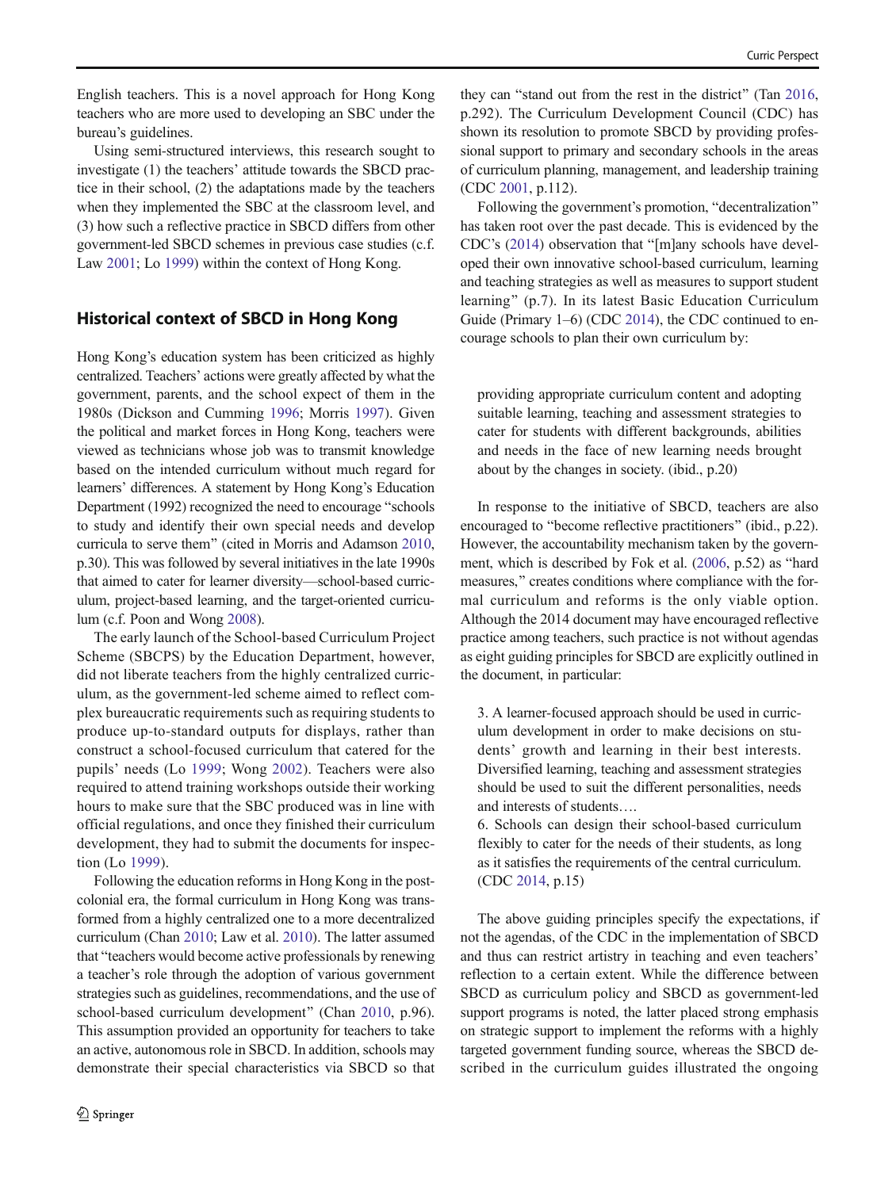English teachers. This is a novel approach for Hong Kong teachers who are more used to developing an SBC under the bureau's guidelines.

Using semi-structured interviews, this research sought to investigate (1) the teachers' attitude towards the SBCD practice in their school, (2) the adaptations made by the teachers when they implemented the SBC at the classroom level, and (3) how such a reflective practice in SBCD differs from other government-led SBCD schemes in previous case studies (c.f. Law 2001; Lo 1999) within the context of Hong Kong.

## Historical context of SBCD in Hong Kong

Hong Kong's education system has been criticized as highly centralized. Teachers' actions were greatly affected by what the government, parents, and the school expect of them in the 1980s (Dickson and Cumming 1996; Morris 1997). Given the political and market forces in Hong Kong, teachers were viewed as technicians whose job was to transmit knowledge based on the intended curriculum without much regard for learners' differences. A statement by Hong Kong's Education Department (1992) recognized the need to encourage "schools to study and identify their own special needs and develop curricula to serve them" (cited in Morris and Adamson 2010, p.30). This was followed by several initiatives in the late 1990s that aimed to cater for learner diversity—school-based curriculum, project-based learning, and the target-oriented curriculum (c.f. Poon and Wong 2008).

The early launch of the School-based Curriculum Project Scheme (SBCPS) by the Education Department, however, did not liberate teachers from the highly centralized curriculum, as the government-led scheme aimed to reflect complex bureaucratic requirements such as requiring students to produce up-to-standard outputs for displays, rather than construct a school-focused curriculum that catered for the pupils' needs (Lo 1999; Wong 2002). Teachers were also required to attend training workshops outside their working hours to make sure that the SBC produced was in line with official regulations, and once they finished their curriculum development, they had to submit the documents for inspection (Lo 1999).

Following the education reforms in Hong Kong in the post-colonial era, the formal curriculum in Hong Kong was transformed from a highly centralized one to a more decentralized curriculum (Chan 2010; Law et al. 2010). The latter assumed that "teachers would become active professionals by renewing a teacher's role through the adoption of various government strategies such as guidelines, recommendations, and the use of school-based curriculum development" (Chan 2010, p.96). This assumption provided an opportunity for teachers to take an active, autonomous role in SBCD. In addition, schools may demonstrate their special characteristics via SBCD so that they can "stand out from the rest in the district" (Tan 2016, p.292). The Curriculum Development Council (CDC) has shown its resolution to promote SBCD by providing professional support to primary and secondary schools in the areas of curriculum planning, management, and leadership training (CDC 2001, p.112).

Following the government's promotion, "decentralization" has taken root over the past decade. This is evidenced by the CDC's (2014) observation that "[m]any schools have developed their own innovative school-based curriculum, learning and teaching strategies as well as measures to support student learning" (p.7). In its latest Basic Education Curriculum Guide (Primary 1–6) (CDC 2014), the CDC continued to encourage schools to plan their own curriculum by:

> providing appropriate curriculum content and adopting suitable learning, teaching and assessment strategies to cater for students with different backgrounds, abilities and needs in the face of new learning needs brought about by the changes in society. (ibid., p.20)

In response to the initiative of SBCD, teachers are also encouraged to "become reflective practitioners" (ibid., p.22). However, the accountability mechanism taken by the government, which is described by Fok et al. (2006, p.52) as "hard measures," creates conditions where compliance with the formal curriculum and reforms is the only viable option. Although the 2014 document may have encouraged reflective practice among teachers, such practice is not without agendas as eight guiding principles for SBCD are explicitly outlined in the document, in particular:

> 3. A learner-focused approach should be used in curriculum development in order to make decisions on students' growth and learning in their best interests. Diversified learning, teaching and assessment strategies should be used to suit the different personalities, needs and interests of students….
>
> 6. Schools can design their school-based curriculum flexibly to cater for the needs of their students, as long as it satisfies the requirements of the central curriculum. (CDC 2014, p.15)

The above guiding principles specify the expectations, if not the agendas, of the CDC in the implementation of SBCD and thus can restrict artistry in teaching and even teachers' reflection to a certain extent. While the difference between SBCD as curriculum policy and SBCD as government-led support programs is noted, the latter placed strong emphasis on strategic support to implement the reforms with a highly targeted government funding source, whereas the SBCD described in the curriculum guides illustrated the ongoing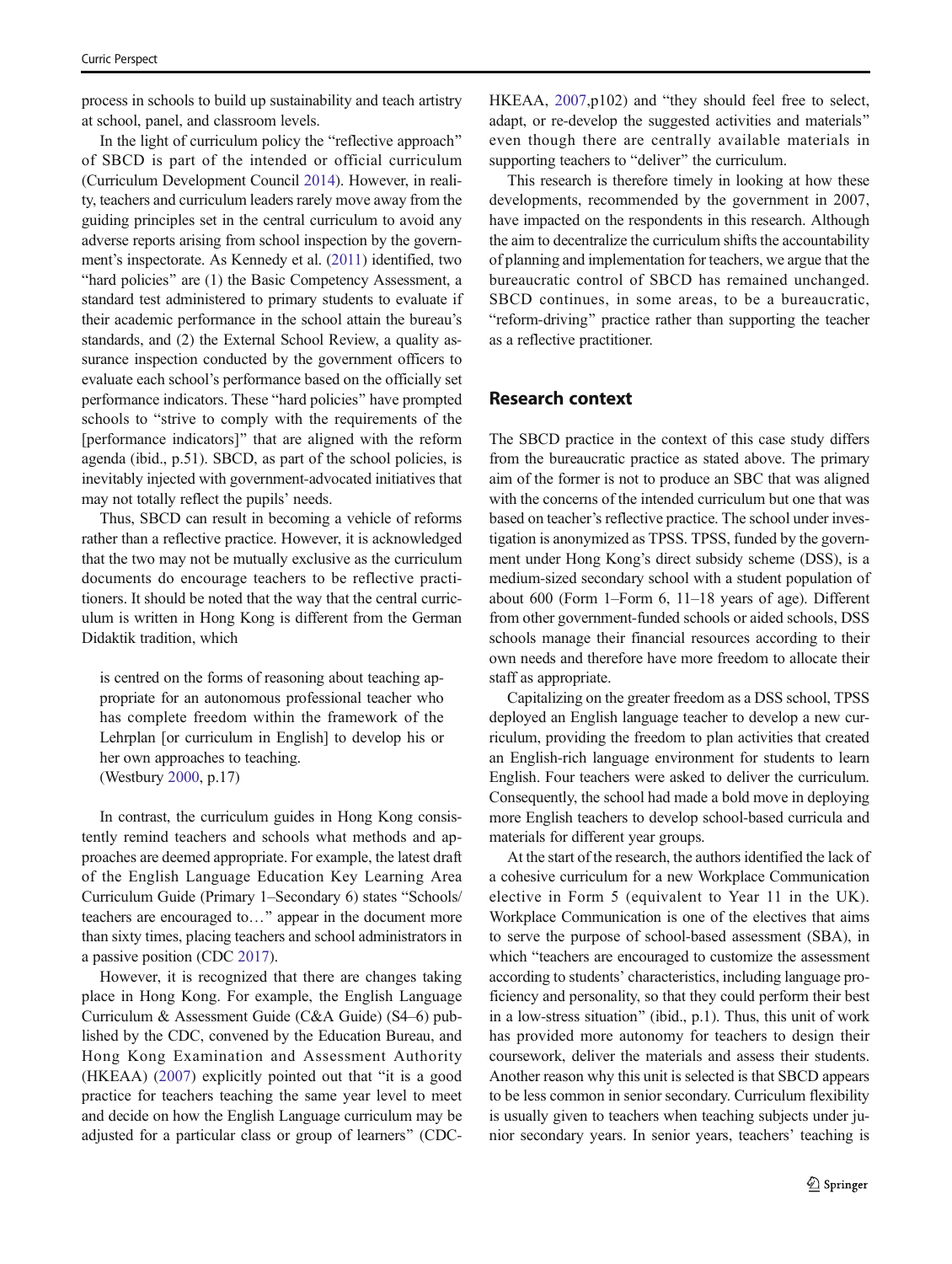process in schools to build up sustainability and teach artistry at school, panel, and classroom levels.

In the light of curriculum policy the "reflective approach" of SBCD is part of the intended or official curriculum (Curriculum Development Council 2014). However, in reality, teachers and curriculum leaders rarely move away from the guiding principles set in the central curriculum to avoid any adverse reports arising from school inspection by the government's inspectorate. As Kennedy et al. (2011) identified, two "hard policies" are (1) the Basic Competency Assessment, a standard test administered to primary students to evaluate if their academic performance in the school attain the bureau's standards, and (2) the External School Review, a quality assurance inspection conducted by the government officers to evaluate each school's performance based on the officially set performance indicators. These "hard policies" have prompted schools to "strive to comply with the requirements of the [performance indicators]" that are aligned with the reform agenda (ibid., p.51). SBCD, as part of the school policies, is inevitably injected with government-advocated initiatives that may not totally reflect the pupils' needs.

Thus, SBCD can result in becoming a vehicle of reforms rather than a reflective practice. However, it is acknowledged that the two may not be mutually exclusive as the curriculum documents do encourage teachers to be reflective practitioners. It should be noted that the way that the central curriculum is written in Hong Kong is different from the German Didaktik tradition, which

> is centred on the forms of reasoning about teaching appropriate for an autonomous professional teacher who has complete freedom within the framework of the Lehrplan [or curriculum in English] to develop his or her own approaches to teaching.
> (Westbury 2000, p.17)

In contrast, the curriculum guides in Hong Kong consistently remind teachers and schools what methods and approaches are deemed appropriate. For example, the latest draft of the English Language Education Key Learning Area Curriculum Guide (Primary 1–Secondary 6) states "Schools/teachers are encouraged to…" appear in the document more than sixty times, placing teachers and school administrators in a passive position (CDC 2017).

However, it is recognized that there are changes taking place in Hong Kong. For example, the English Language Curriculum & Assessment Guide (C&A Guide) (S4–6) published by the CDC, convened by the Education Bureau, and Hong Kong Examination and Assessment Authority (HKEAA) (2007) explicitly pointed out that "it is a good practice for teachers teaching the same year level to meet and decide on how the English Language curriculum may be adjusted for a particular class or group of learners" (CDC-HKEAA, 2007,p102) and "they should feel free to select, adapt, or re-develop the suggested activities and materials" even though there are centrally available materials in supporting teachers to "deliver" the curriculum.

This research is therefore timely in looking at how these developments, recommended by the government in 2007, have impacted on the respondents in this research. Although the aim to decentralize the curriculum shifts the accountability of planning and implementation for teachers, we argue that the bureaucratic control of SBCD has remained unchanged. SBCD continues, in some areas, to be a bureaucratic, "reform-driving" practice rather than supporting the teacher as a reflective practitioner.

## Research context

The SBCD practice in the context of this case study differs from the bureaucratic practice as stated above. The primary aim of the former is not to produce an SBC that was aligned with the concerns of the intended curriculum but one that was based on teacher's reflective practice. The school under investigation is anonymized as TPSS. TPSS, funded by the government under Hong Kong's direct subsidy scheme (DSS), is a medium-sized secondary school with a student population of about 600 (Form 1–Form 6, 11–18 years of age). Different from other government-funded schools or aided schools, DSS schools manage their financial resources according to their own needs and therefore have more freedom to allocate their staff as appropriate.

Capitalizing on the greater freedom as a DSS school, TPSS deployed an English language teacher to develop a new curriculum, providing the freedom to plan activities that created an English-rich language environment for students to learn English. Four teachers were asked to deliver the curriculum. Consequently, the school had made a bold move in deploying more English teachers to develop school-based curricula and materials for different year groups.

At the start of the research, the authors identified the lack of a cohesive curriculum for a new Workplace Communication elective in Form 5 (equivalent to Year 11 in the UK). Workplace Communication is one of the electives that aims to serve the purpose of school-based assessment (SBA), in which "teachers are encouraged to customize the assessment according to students' characteristics, including language proficiency and personality, so that they could perform their best in a low-stress situation" (ibid., p.1). Thus, this unit of work has provided more autonomy for teachers to design their coursework, deliver the materials and assess their students. Another reason why this unit is selected is that SBCD appears to be less common in senior secondary. Curriculum flexibility is usually given to teachers when teaching subjects under junior secondary years. In senior years, teachers' teaching is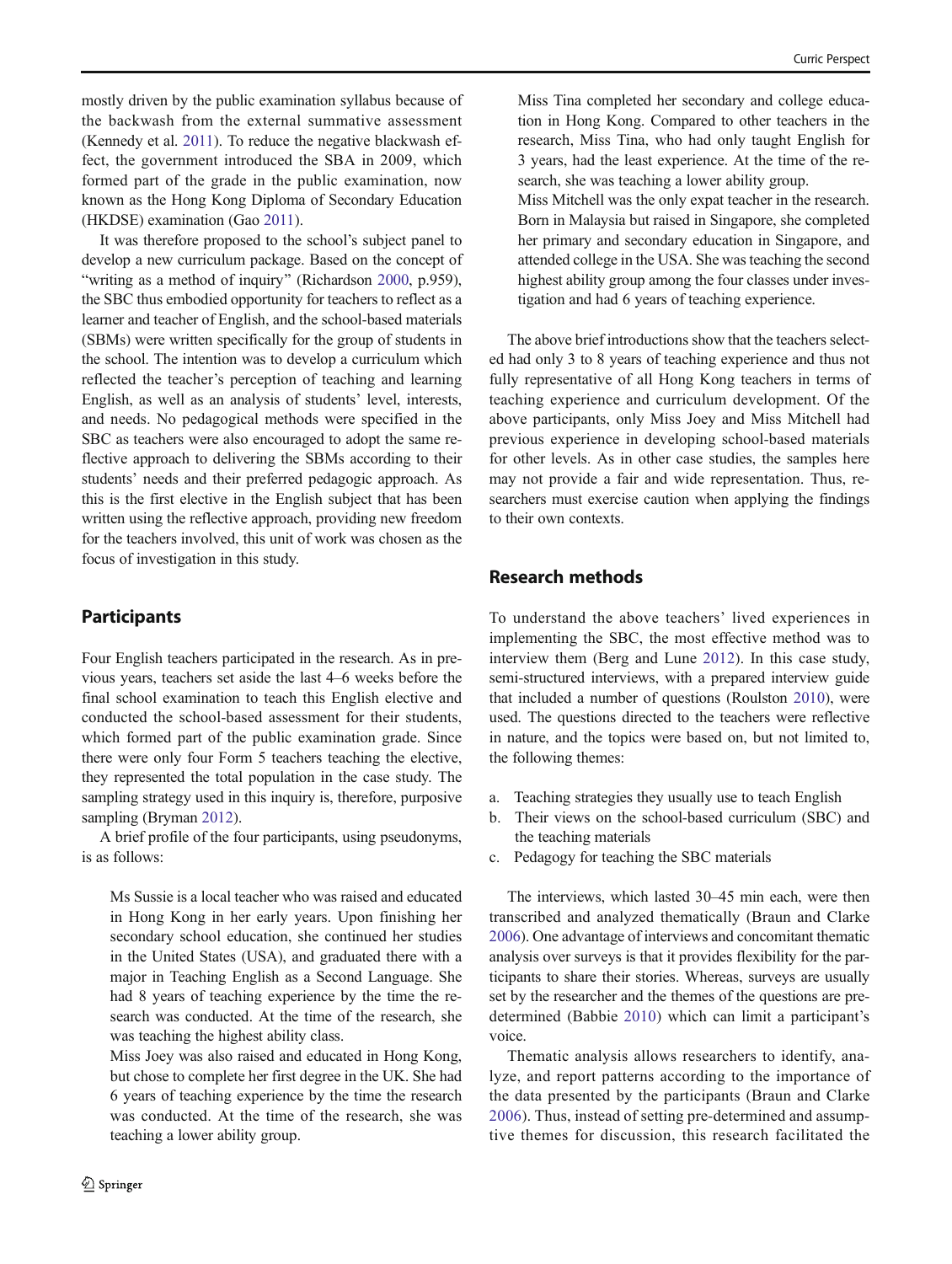mostly driven by the public examination syllabus because of the backwash from the external summative assessment (Kennedy et al. 2011). To reduce the negative blackwash effect, the government introduced the SBA in 2009, which formed part of the grade in the public examination, now known as the Hong Kong Diploma of Secondary Education (HKDSE) examination (Gao 2011).

It was therefore proposed to the school's subject panel to develop a new curriculum package. Based on the concept of "writing as a method of inquiry" (Richardson 2000, p.959), the SBC thus embodied opportunity for teachers to reflect as a learner and teacher of English, and the school-based materials (SBMs) were written specifically for the group of students in the school. The intention was to develop a curriculum which reflected the teacher's perception of teaching and learning English, as well as an analysis of students' level, interests, and needs. No pedagogical methods were specified in the SBC as teachers were also encouraged to adopt the same reflective approach to delivering the SBMs according to their students' needs and their preferred pedagogic approach. As this is the first elective in the English subject that has been written using the reflective approach, providing new freedom for the teachers involved, this unit of work was chosen as the focus of investigation in this study.

## Participants

Four English teachers participated in the research. As in previous years, teachers set aside the last 4–6 weeks before the final school examination to teach this English elective and conducted the school-based assessment for their students, which formed part of the public examination grade. Since there were only four Form 5 teachers teaching the elective, they represented the total population in the case study. The sampling strategy used in this inquiry is, therefore, purposive sampling (Bryman 2012).

A brief profile of the four participants, using pseudonyms, is as follows:

> Ms Sussie is a local teacher who was raised and educated in Hong Kong in her early years. Upon finishing her secondary school education, she continued her studies in the United States (USA), and graduated there with a major in Teaching English as a Second Language. She had 8 years of teaching experience by the time the research was conducted. At the time of the research, she was teaching the highest ability class.
>
> Miss Joey was also raised and educated in Hong Kong, but chose to complete her first degree in the UK. She had 6 years of teaching experience by the time the research was conducted. At the time of the research, she was teaching a lower ability group.
>
> Miss Tina completed her secondary and college education in Hong Kong. Compared to other teachers in the research, Miss Tina, who had only taught English for 3 years, had the least experience. At the time of the research, she was teaching a lower ability group.
>
> Miss Mitchell was the only expat teacher in the research. Born in Malaysia but raised in Singapore, she completed her primary and secondary education in Singapore, and attended college in the USA. She was teaching the second highest ability group among the four classes under investigation and had 6 years of teaching experience.

The above brief introductions show that the teachers selected had only 3 to 8 years of teaching experience and thus not fully representative of all Hong Kong teachers in terms of teaching experience and curriculum development. Of the above participants, only Miss Joey and Miss Mitchell had previous experience in developing school-based materials for other levels. As in other case studies, the samples here may not provide a fair and wide representation. Thus, researchers must exercise caution when applying the findings to their own contexts.

## Research methods

To understand the above teachers' lived experiences in implementing the SBC, the most effective method was to interview them (Berg and Lune 2012). In this case study, semi-structured interviews, with a prepared interview guide that included a number of questions (Roulston 2010), were used. The questions directed to the teachers were reflective in nature, and the topics were based on, but not limited to, the following themes:

a. Teaching strategies they usually use to teach English
b. Their views on the school-based curriculum (SBC) and the teaching materials
c. Pedagogy for teaching the SBC materials

The interviews, which lasted 30–45 min each, were then transcribed and analyzed thematically (Braun and Clarke 2006). One advantage of interviews and concomitant thematic analysis over surveys is that it provides flexibility for the participants to share their stories. Whereas, surveys are usually set by the researcher and the themes of the questions are predetermined (Babbie 2010) which can limit a participant's voice.

Thematic analysis allows researchers to identify, analyze, and report patterns according to the importance of the data presented by the participants (Braun and Clarke 2006). Thus, instead of setting pre-determined and assumptive themes for discussion, this research facilitated the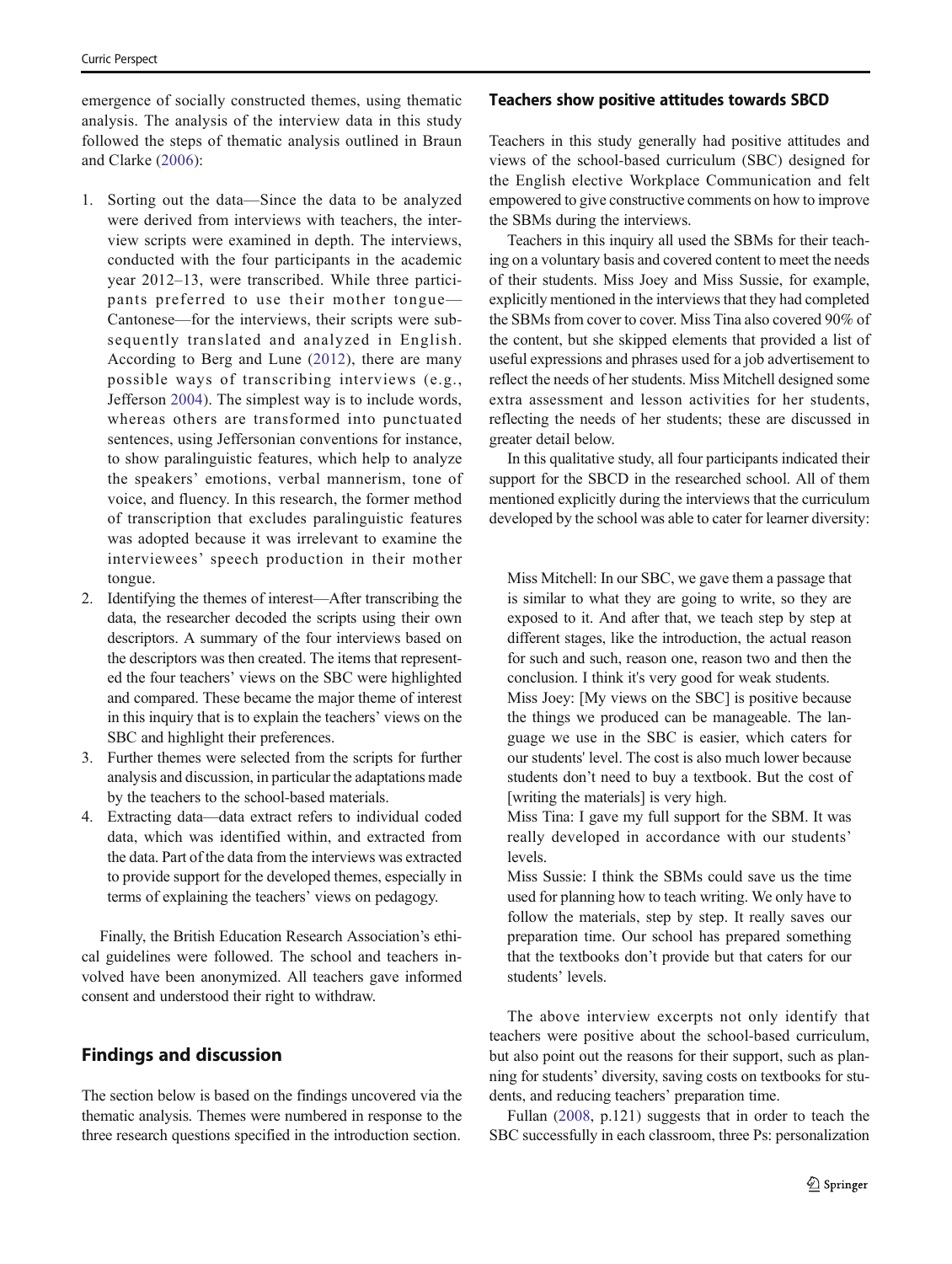emergence of socially constructed themes, using thematic analysis. The analysis of the interview data in this study followed the steps of thematic analysis outlined in Braun and Clarke (2006):

1. Sorting out the data—Since the data to be analyzed were derived from interviews with teachers, the interview scripts were examined in depth. The interviews, conducted with the four participants in the academic year 2012–13, were transcribed. While three participants preferred to use their mother tongue—Cantonese—for the interviews, their scripts were subsequently translated and analyzed in English. According to Berg and Lune (2012), there are many possible ways of transcribing interviews (e.g., Jefferson 2004). The simplest way is to include words, whereas others are transformed into punctuated sentences, using Jeffersonian conventions for instance, to show paralinguistic features, which help to analyze the speakers' emotions, verbal mannerism, tone of voice, and fluency. In this research, the former method of transcription that excludes paralinguistic features was adopted because it was irrelevant to examine the interviewees' speech production in their mother tongue.
2. Identifying the themes of interest—After transcribing the data, the researcher decoded the scripts using their own descriptors. A summary of the four interviews based on the descriptors was then created. The items that represented the four teachers' views on the SBC were highlighted and compared. These became the major theme of interest in this inquiry that is to explain the teachers' views on the SBC and highlight their preferences.
3. Further themes were selected from the scripts for further analysis and discussion, in particular the adaptations made by the teachers to the school-based materials.
4. Extracting data—data extract refers to individual coded data, which was identified within, and extracted from the data. Part of the data from the interviews was extracted to provide support for the developed themes, especially in terms of explaining the teachers' views on pedagogy.

Finally, the British Education Research Association's ethical guidelines were followed. The school and teachers involved have been anonymized. All teachers gave informed consent and understood their right to withdraw.

## Findings and discussion

The section below is based on the findings uncovered via the thematic analysis. Themes were numbered in response to the three research questions specified in the introduction section.

### Teachers show positive attitudes towards SBCD

Teachers in this study generally had positive attitudes and views of the school-based curriculum (SBC) designed for the English elective Workplace Communication and felt empowered to give constructive comments on how to improve the SBMs during the interviews.

Teachers in this inquiry all used the SBMs for their teaching on a voluntary basis and covered content to meet the needs of their students. Miss Joey and Miss Sussie, for example, explicitly mentioned in the interviews that they had completed the SBMs from cover to cover. Miss Tina also covered 90% of the content, but she skipped elements that provided a list of useful expressions and phrases used for a job advertisement to reflect the needs of her students. Miss Mitchell designed some extra assessment and lesson activities for her students, reflecting the needs of her students; these are discussed in greater detail below.

In this qualitative study, all four participants indicated their support for the SBCD in the researched school. All of them mentioned explicitly during the interviews that the curriculum developed by the school was able to cater for learner diversity:

> Miss Mitchell: In our SBC, we gave them a passage that is similar to what they are going to write, so they are exposed to it. And after that, we teach step by step at different stages, like the introduction, the actual reason for such and such, reason one, reason two and then the conclusion. I think it's very good for weak students.
>
> Miss Joey: [My views on the SBC] is positive because the things we produced can be manageable. The language we use in the SBC is easier, which caters for our students' level. The cost is also much lower because students don't need to buy a textbook. But the cost of [writing the materials] is very high.
>
> Miss Tina: I gave my full support for the SBM. It was really developed in accordance with our students' levels.
>
> Miss Sussie: I think the SBMs could save us the time used for planning how to teach writing. We only have to follow the materials, step by step. It really saves our preparation time. Our school has prepared something that the textbooks don't provide but that caters for our students' levels.

The above interview excerpts not only identify that teachers were positive about the school-based curriculum, but also point out the reasons for their support, such as planning for students' diversity, saving costs on textbooks for students, and reducing teachers' preparation time.

Fullan (2008, p.121) suggests that in order to teach the SBC successfully in each classroom, three Ps: personalization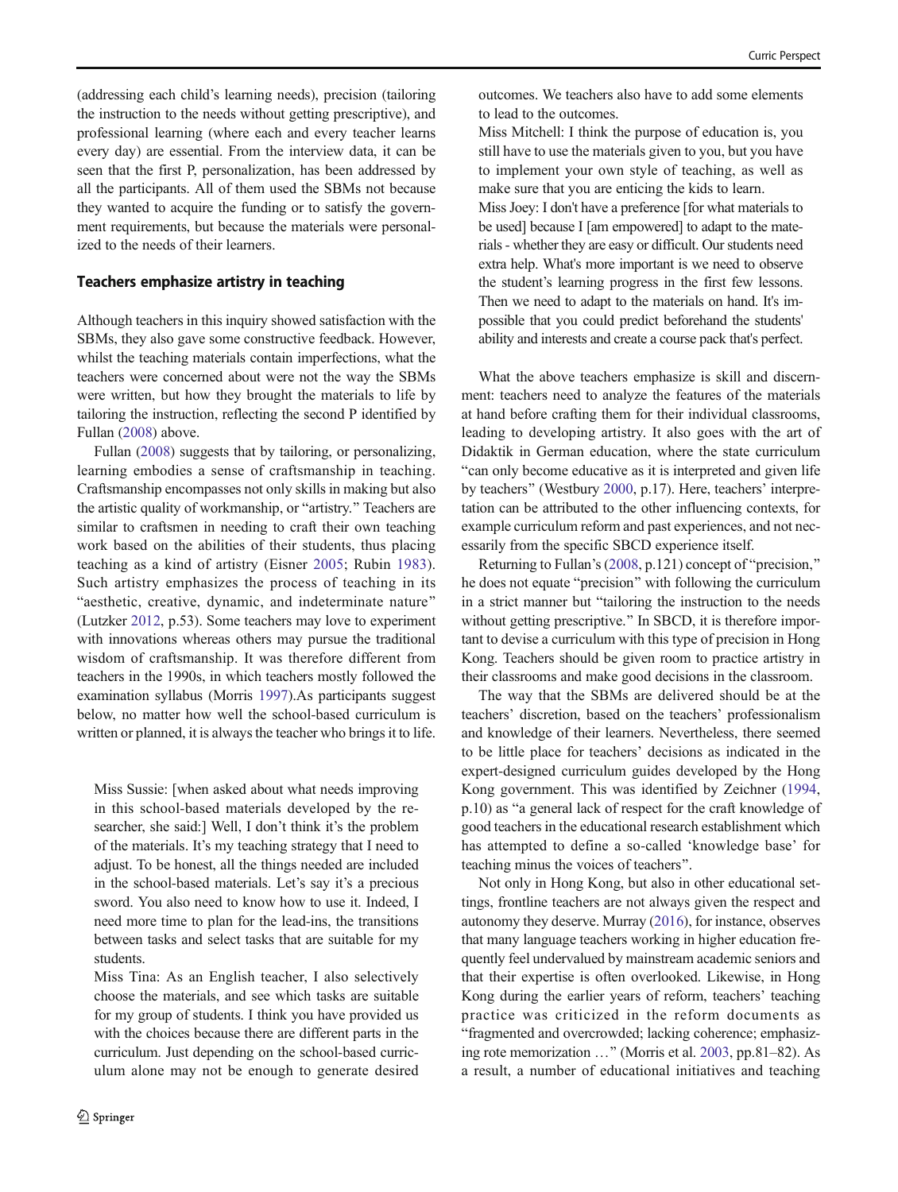(addressing each child's learning needs), precision (tailoring the instruction to the needs without getting prescriptive), and professional learning (where each and every teacher learns every day) are essential. From the interview data, it can be seen that the first P, personalization, has been addressed by all the participants. All of them used the SBMs not because they wanted to acquire the funding or to satisfy the government requirements, but because the materials were personalized to the needs of their learners.

### Teachers emphasize artistry in teaching

Although teachers in this inquiry showed satisfaction with the SBMs, they also gave some constructive feedback. However, whilst the teaching materials contain imperfections, what the teachers were concerned about were not the way the SBMs were written, but how they brought the materials to life by tailoring the instruction, reflecting the second P identified by Fullan (2008) above.

Fullan (2008) suggests that by tailoring, or personalizing, learning embodies a sense of craftsmanship in teaching. Craftsmanship encompasses not only skills in making but also the artistic quality of workmanship, or "artistry." Teachers are similar to craftsmen in needing to craft their own teaching work based on the abilities of their students, thus placing teaching as a kind of artistry (Eisner 2005; Rubin 1983). Such artistry emphasizes the process of teaching in its "aesthetic, creative, dynamic, and indeterminate nature" (Lutzker 2012, p.53). Some teachers may love to experiment with innovations whereas others may pursue the traditional wisdom of craftsmanship. It was therefore different from teachers in the 1990s, in which teachers mostly followed the examination syllabus (Morris 1997).As participants suggest below, no matter how well the school-based curriculum is written or planned, it is always the teacher who brings it to life.

> Miss Sussie: [when asked about what needs improving in this school-based materials developed by the researcher, she said:] Well, I don't think it's the problem of the materials. It's my teaching strategy that I need to adjust. To be honest, all the things needed are included in the school-based materials. Let's say it's a precious sword. You also need to know how to use it. Indeed, I need more time to plan for the lead-ins, the transitions between tasks and select tasks that are suitable for my students.
>
> Miss Tina: As an English teacher, I also selectively choose the materials, and see which tasks are suitable for my group of students. I think you have provided us with the choices because there are different parts in the curriculum. Just depending on the school-based curriculum alone may not be enough to generate desired outcomes. We teachers also have to add some elements to lead to the outcomes.
>
> Miss Mitchell: I think the purpose of education is, you still have to use the materials given to you, but you have to implement your own style of teaching, as well as make sure that you are enticing the kids to learn.
>
> Miss Joey: I don't have a preference [for what materials to be used] because I [am empowered] to adapt to the materials - whether they are easy or difficult. Our students need extra help. What's more important is we need to observe the student's learning progress in the first few lessons. Then we need to adapt to the materials on hand. It's impossible that you could predict beforehand the students' ability and interests and create a course pack that's perfect.

What the above teachers emphasize is skill and discernment: teachers need to analyze the features of the materials at hand before crafting them for their individual classrooms, leading to developing artistry. It also goes with the art of Didaktik in German education, where the state curriculum "can only become educative as it is interpreted and given life by teachers" (Westbury 2000, p.17). Here, teachers' interpretation can be attributed to the other influencing contexts, for example curriculum reform and past experiences, and not necessarily from the specific SBCD experience itself.

Returning to Fullan's (2008, p.121) concept of "precision," he does not equate "precision" with following the curriculum in a strict manner but "tailoring the instruction to the needs without getting prescriptive." In SBCD, it is therefore important to devise a curriculum with this type of precision in Hong Kong. Teachers should be given room to practice artistry in their classrooms and make good decisions in the classroom.

The way that the SBMs are delivered should be at the teachers' discretion, based on the teachers' professionalism and knowledge of their learners. Nevertheless, there seemed to be little place for teachers' decisions as indicated in the expert-designed curriculum guides developed by the Hong Kong government. This was identified by Zeichner (1994, p.10) as "a general lack of respect for the craft knowledge of good teachers in the educational research establishment which has attempted to define a so-called 'knowledge base' for teaching minus the voices of teachers".

Not only in Hong Kong, but also in other educational settings, frontline teachers are not always given the respect and autonomy they deserve. Murray (2016), for instance, observes that many language teachers working in higher education frequently feel undervalued by mainstream academic seniors and that their expertise is often overlooked. Likewise, in Hong Kong during the earlier years of reform, teachers' teaching practice was criticized in the reform documents as "fragmented and overcrowded; lacking coherence; emphasizing rote memorization …" (Morris et al. 2003, pp.81–82). As a result, a number of educational initiatives and teaching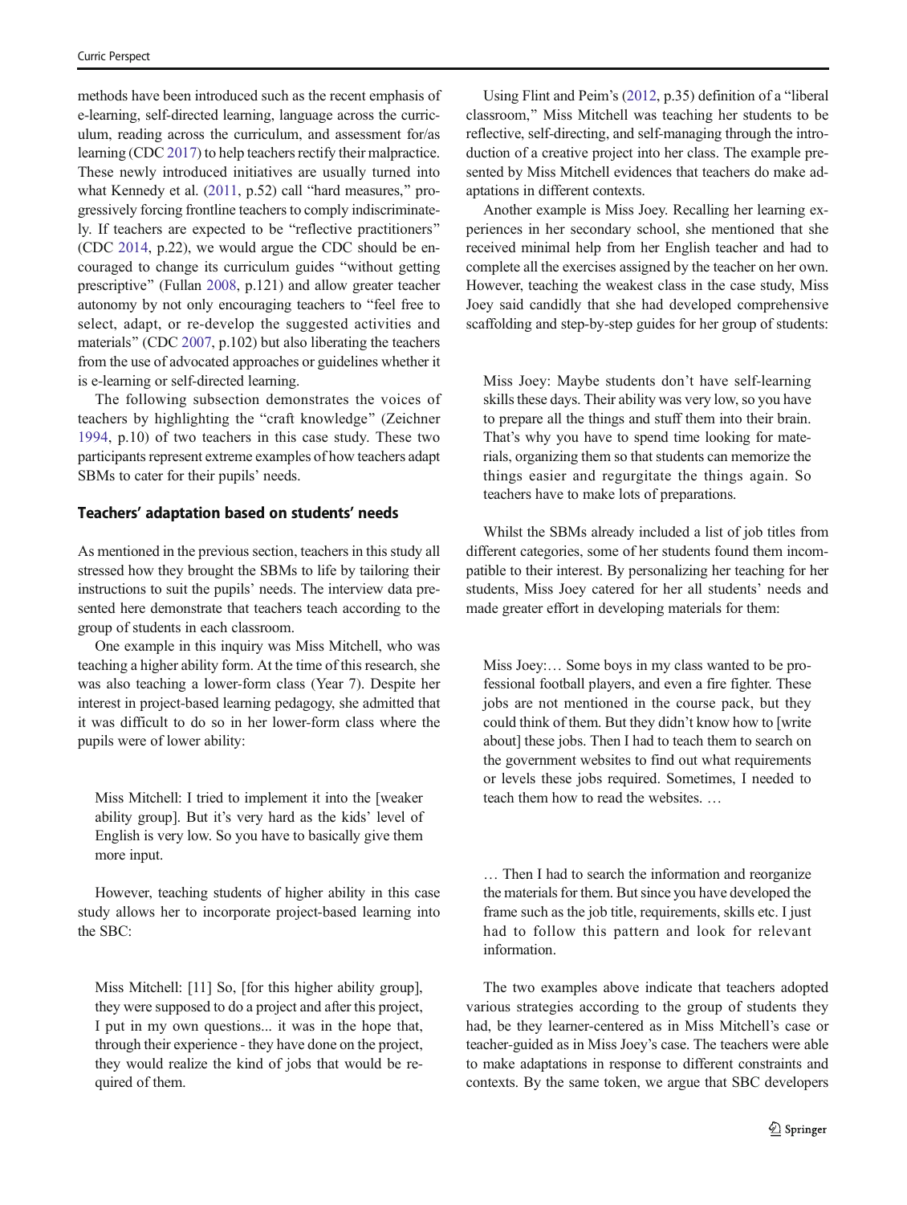methods have been introduced such as the recent emphasis of e-learning, self-directed learning, language across the curriculum, reading across the curriculum, and assessment for/as learning (CDC 2017) to help teachers rectify their malpractice. These newly introduced initiatives are usually turned into what Kennedy et al. (2011, p.52) call "hard measures," progressively forcing frontline teachers to comply indiscriminately. If teachers are expected to be "reflective practitioners" (CDC 2014, p.22), we would argue the CDC should be encouraged to change its curriculum guides "without getting prescriptive" (Fullan 2008, p.121) and allow greater teacher autonomy by not only encouraging teachers to "feel free to select, adapt, or re-develop the suggested activities and materials" (CDC 2007, p.102) but also liberating the teachers from the use of advocated approaches or guidelines whether it is e-learning or self-directed learning.

The following subsection demonstrates the voices of teachers by highlighting the "craft knowledge" (Zeichner 1994, p.10) of two teachers in this case study. These two participants represent extreme examples of how teachers adapt SBMs to cater for their pupils' needs.

### Teachers' adaptation based on students' needs

As mentioned in the previous section, teachers in this study all stressed how they brought the SBMs to life by tailoring their instructions to suit the pupils' needs. The interview data presented here demonstrate that teachers teach according to the group of students in each classroom.

One example in this inquiry was Miss Mitchell, who was teaching a higher ability form. At the time of this research, she was also teaching a lower-form class (Year 7). Despite her interest in project-based learning pedagogy, she admitted that it was difficult to do so in her lower-form class where the pupils were of lower ability:

> Miss Mitchell: I tried to implement it into the [weaker ability group]. But it's very hard as the kids' level of English is very low. So you have to basically give them more input.

However, teaching students of higher ability in this case study allows her to incorporate project-based learning into the SBC:

> Miss Mitchell: [11] So, [for this higher ability group], they were supposed to do a project and after this project, I put in my own questions... it was in the hope that, through their experience - they have done on the project, they would realize the kind of jobs that would be required of them.

Using Flint and Peim's (2012, p.35) definition of a "liberal classroom," Miss Mitchell was teaching her students to be reflective, self-directing, and self-managing through the introduction of a creative project into her class. The example presented by Miss Mitchell evidences that teachers do make adaptations in different contexts.

Another example is Miss Joey. Recalling her learning experiences in her secondary school, she mentioned that she received minimal help from her English teacher and had to complete all the exercises assigned by the teacher on her own. However, teaching the weakest class in the case study, Miss Joey said candidly that she had developed comprehensive scaffolding and step-by-step guides for her group of students:

> Miss Joey: Maybe students don't have self-learning skills these days. Their ability was very low, so you have to prepare all the things and stuff them into their brain. That's why you have to spend time looking for materials, organizing them so that students can memorize the things easier and regurgitate the things again. So teachers have to make lots of preparations.

Whilst the SBMs already included a list of job titles from different categories, some of her students found them incompatible to their interest. By personalizing her teaching for her students, Miss Joey catered for her all students' needs and made greater effort in developing materials for them:

> Miss Joey:… Some boys in my class wanted to be professional football players, and even a fire fighter. These jobs are not mentioned in the course pack, but they could think of them. But they didn't know how to [write about] these jobs. Then I had to teach them to search on the government websites to find out what requirements or levels these jobs required. Sometimes, I needed to teach them how to read the websites. …
>
> … Then I had to search the information and reorganize the materials for them. But since you have developed the frame such as the job title, requirements, skills etc. I just had to follow this pattern and look for relevant information.

The two examples above indicate that teachers adopted various strategies according to the group of students they had, be they learner-centered as in Miss Mitchell's case or teacher-guided as in Miss Joey's case. The teachers were able to make adaptations in response to different constraints and contexts. By the same token, we argue that SBC developers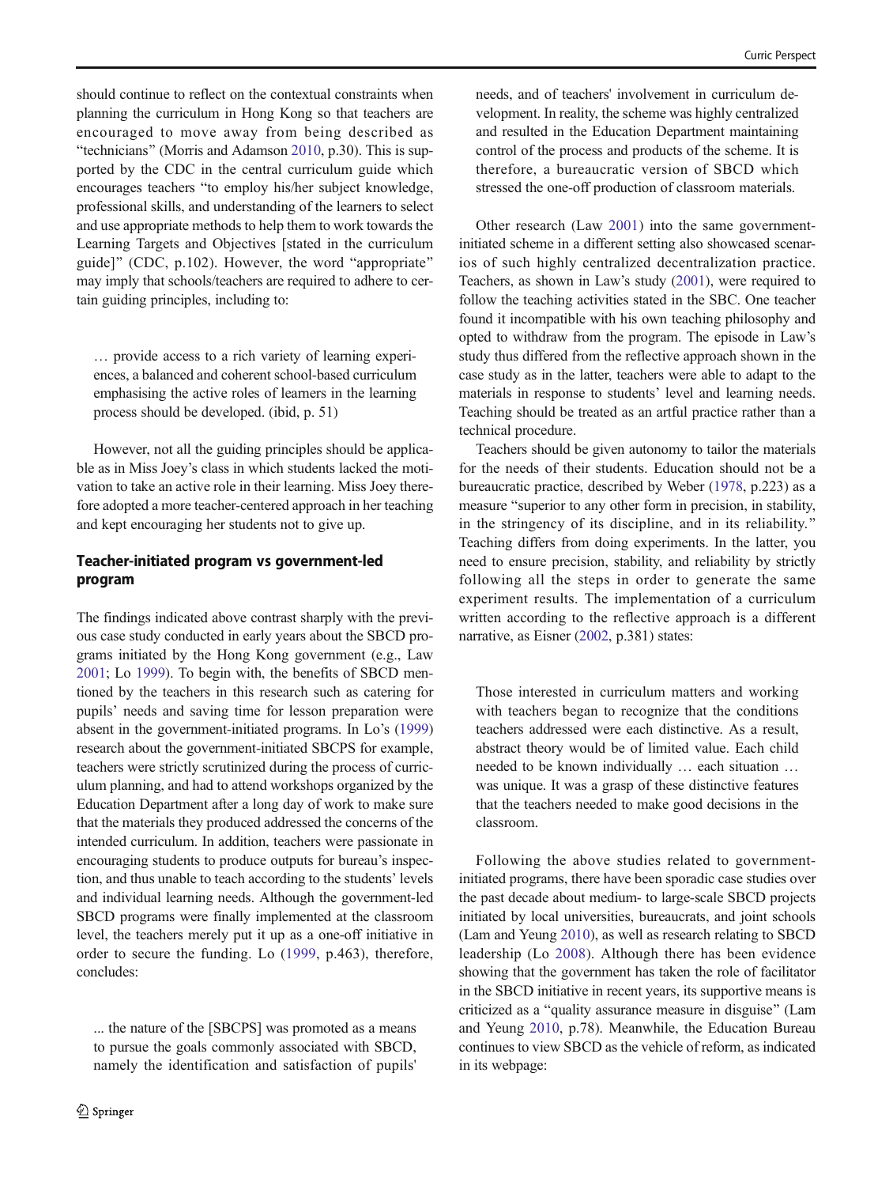should continue to reflect on the contextual constraints when planning the curriculum in Hong Kong so that teachers are encouraged to move away from being described as "technicians" (Morris and Adamson 2010, p.30). This is supported by the CDC in the central curriculum guide which encourages teachers "to employ his/her subject knowledge, professional skills, and understanding of the learners to select and use appropriate methods to help them to work towards the Learning Targets and Objectives [stated in the curriculum guide]" (CDC, p.102). However, the word "appropriate" may imply that schools/teachers are required to adhere to certain guiding principles, including to:

> … provide access to a rich variety of learning experiences, a balanced and coherent school-based curriculum emphasising the active roles of learners in the learning process should be developed. (ibid, p. 51)

However, not all the guiding principles should be applicable as in Miss Joey's class in which students lacked the motivation to take an active role in their learning. Miss Joey therefore adopted a more teacher-centered approach in her teaching and kept encouraging her students not to give up.

## Teacher-initiated program vs government-led program

The findings indicated above contrast sharply with the previous case study conducted in early years about the SBCD programs initiated by the Hong Kong government (e.g., Law 2001; Lo 1999). To begin with, the benefits of SBCD mentioned by the teachers in this research such as catering for pupils' needs and saving time for lesson preparation were absent in the government-initiated programs. In Lo's (1999) research about the government-initiated SBCPS for example, teachers were strictly scrutinized during the process of curriculum planning, and had to attend workshops organized by the Education Department after a long day of work to make sure that the materials they produced addressed the concerns of the intended curriculum. In addition, teachers were passionate in encouraging students to produce outputs for bureau's inspection, and thus unable to teach according to the students' levels and individual learning needs. Although the government-led SBCD programs were finally implemented at the classroom level, the teachers merely put it up as a one-off initiative in order to secure the funding. Lo (1999, p.463), therefore, concludes:

> ... the nature of the [SBCPS] was promoted as a means to pursue the goals commonly associated with SBCD, namely the identification and satisfaction of pupils' needs, and of teachers' involvement in curriculum development. In reality, the scheme was highly centralized and resulted in the Education Department maintaining control of the process and products of the scheme. It is therefore, a bureaucratic version of SBCD which stressed the one-off production of classroom materials.

Other research (Law 2001) into the same government-initiated scheme in a different setting also showcased scenarios of such highly centralized decentralization practice. Teachers, as shown in Law's study (2001), were required to follow the teaching activities stated in the SBC. One teacher found it incompatible with his own teaching philosophy and opted to withdraw from the program. The episode in Law's study thus differed from the reflective approach shown in the case study as in the latter, teachers were able to adapt to the materials in response to students' level and learning needs. Teaching should be treated as an artful practice rather than a technical procedure.

Teachers should be given autonomy to tailor the materials for the needs of their students. Education should not be a bureaucratic practice, described by Weber (1978, p.223) as a measure "superior to any other form in precision, in stability, in the stringency of its discipline, and in its reliability." Teaching differs from doing experiments. In the latter, you need to ensure precision, stability, and reliability by strictly following all the steps in order to generate the same experiment results. The implementation of a curriculum written according to the reflective approach is a different narrative, as Eisner (2002, p.381) states:

> Those interested in curriculum matters and working with teachers began to recognize that the conditions teachers addressed were each distinctive. As a result, abstract theory would be of limited value. Each child needed to be known individually … each situation … was unique. It was a grasp of these distinctive features that the teachers needed to make good decisions in the classroom.

Following the above studies related to government-initiated programs, there have been sporadic case studies over the past decade about medium- to large-scale SBCD projects initiated by local universities, bureaucrats, and joint schools (Lam and Yeung 2010), as well as research relating to SBCD leadership (Lo 2008). Although there has been evidence showing that the government has taken the role of facilitator in the SBCD initiative in recent years, its supportive means is criticized as a "quality assurance measure in disguise" (Lam and Yeung 2010, p.78). Meanwhile, the Education Bureau continues to view SBCD as the vehicle of reform, as indicated in its webpage: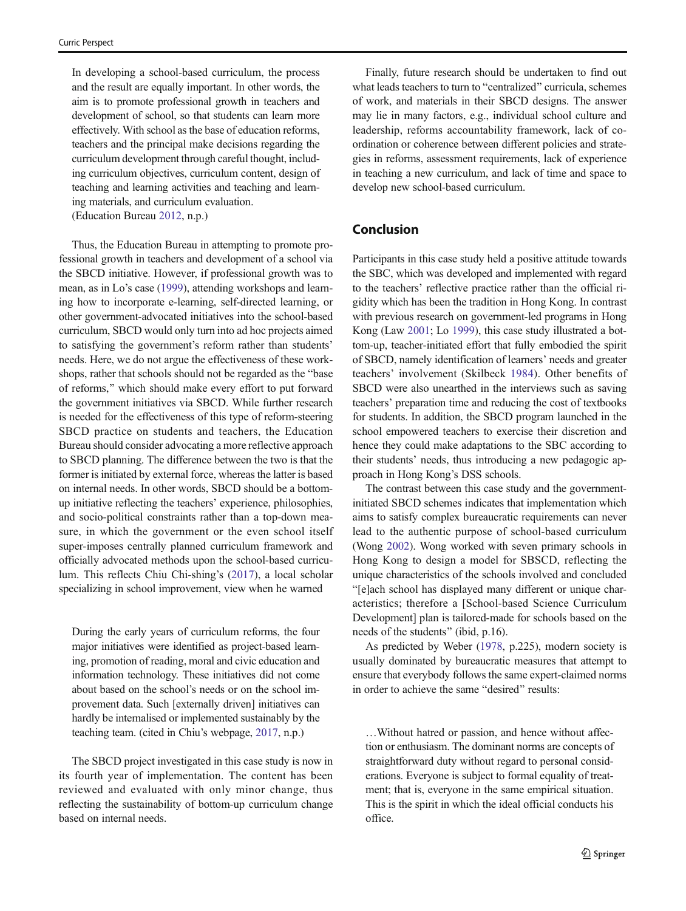> In developing a school-based curriculum, the process and the result are equally important. In other words, the aim is to promote professional growth in teachers and development of school, so that students can learn more effectively. With school as the base of education reforms, teachers and the principal make decisions regarding the curriculum development through careful thought, including curriculum objectives, curriculum content, design of teaching and learning activities and teaching and learning materials, and curriculum evaluation.
> (Education Bureau 2012, n.p.)

Thus, the Education Bureau in attempting to promote professional growth in teachers and development of a school via the SBCD initiative. However, if professional growth was to mean, as in Lo's case (1999), attending workshops and learning how to incorporate e-learning, self-directed learning, or other government-advocated initiatives into the school-based curriculum, SBCD would only turn into ad hoc projects aimed to satisfying the government's reform rather than students' needs. Here, we do not argue the effectiveness of these workshops, rather that schools should not be regarded as the "base of reforms," which should make every effort to put forward the government initiatives via SBCD. While further research is needed for the effectiveness of this type of reform-steering SBCD practice on students and teachers, the Education Bureau should consider advocating a more reflective approach to SBCD planning. The difference between the two is that the former is initiated by external force, whereas the latter is based on internal needs. In other words, SBCD should be a bottom-up initiative reflecting the teachers' experience, philosophies, and socio-political constraints rather than a top-down measure, in which the government or the even school itself super-imposes centrally planned curriculum framework and officially advocated methods upon the school-based curriculum. This reflects Chiu Chi-shing's (2017), a local scholar specializing in school improvement, view when he warned

> During the early years of curriculum reforms, the four major initiatives were identified as project-based learning, promotion of reading, moral and civic education and information technology. These initiatives did not come about based on the school's needs or on the school improvement data. Such [externally driven] initiatives can hardly be internalised or implemented sustainably by the teaching team. (cited in Chiu's webpage, 2017, n.p.)

The SBCD project investigated in this case study is now in its fourth year of implementation. The content has been reviewed and evaluated with only minor change, thus reflecting the sustainability of bottom-up curriculum change based on internal needs.

Finally, future research should be undertaken to find out what leads teachers to turn to "centralized" curricula, schemes of work, and materials in their SBCD designs. The answer may lie in many factors, e.g., individual school culture and leadership, reforms accountability framework, lack of co-ordination or coherence between different policies and strategies in reforms, assessment requirements, lack of experience in teaching a new curriculum, and lack of time and space to develop new school-based curriculum.

## Conclusion

Participants in this case study held a positive attitude towards the SBC, which was developed and implemented with regard to the teachers' reflective practice rather than the official rigidity which has been the tradition in Hong Kong. In contrast with previous research on government-led programs in Hong Kong (Law 2001; Lo 1999), this case study illustrated a bottom-up, teacher-initiated effort that fully embodied the spirit of SBCD, namely identification of learners' needs and greater teachers' involvement (Skilbeck 1984). Other benefits of SBCD were also unearthed in the interviews such as saving teachers' preparation time and reducing the cost of textbooks for students. In addition, the SBCD program launched in the school empowered teachers to exercise their discretion and hence they could make adaptations to the SBC according to their students' needs, thus introducing a new pedagogic approach in Hong Kong's DSS schools.

The contrast between this case study and the government-initiated SBCD schemes indicates that implementation which aims to satisfy complex bureaucratic requirements can never lead to the authentic purpose of school-based curriculum (Wong 2002). Wong worked with seven primary schools in Hong Kong to design a model for SBSCD, reflecting the unique characteristics of the schools involved and concluded "[e]ach school has displayed many different or unique characteristics; therefore a [School-based Science Curriculum Development] plan is tailored-made for schools based on the needs of the students" (ibid, p.16).

As predicted by Weber (1978, p.225), modern society is usually dominated by bureaucratic measures that attempt to ensure that everybody follows the same expert-claimed norms in order to achieve the same "desired" results:

> …Without hatred or passion, and hence without affection or enthusiasm. The dominant norms are concepts of straightforward duty without regard to personal considerations. Everyone is subject to formal equality of treatment; that is, everyone in the same empirical situation. This is the spirit in which the ideal official conducts his office.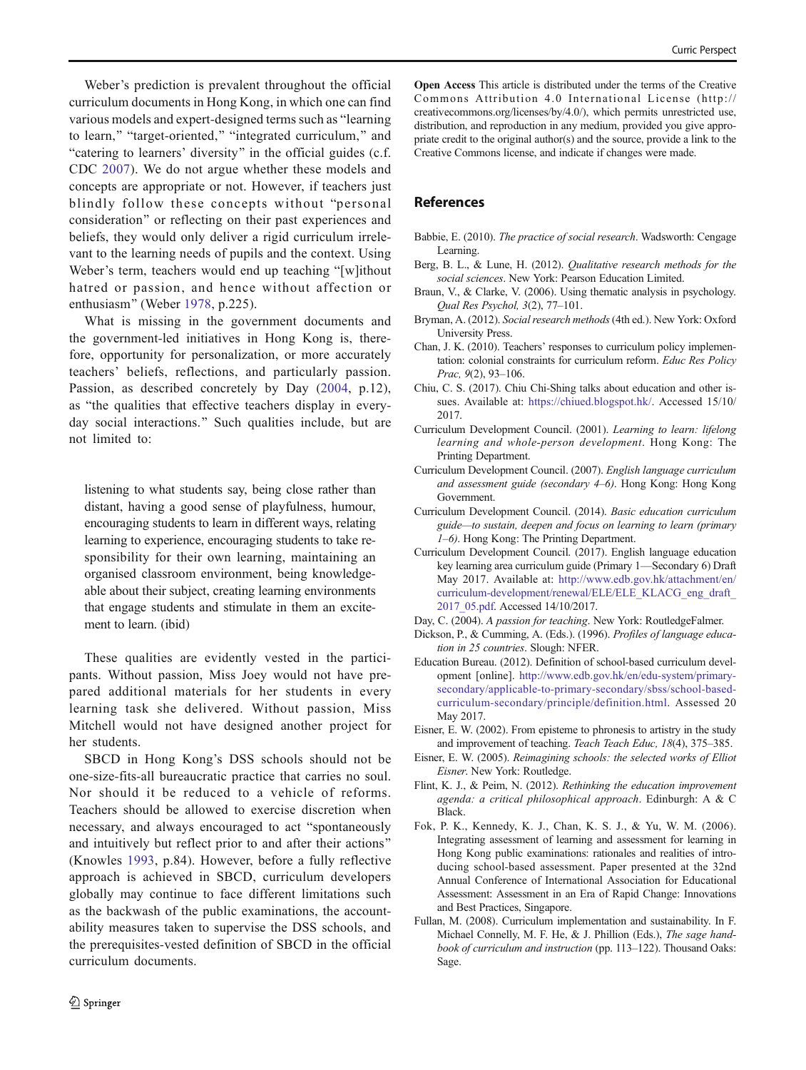Weber's prediction is prevalent throughout the official curriculum documents in Hong Kong, in which one can find various models and expert-designed terms such as "learning to learn," "target-oriented," "integrated curriculum," and "catering to learners' diversity" in the official guides (c.f. CDC 2007). We do not argue whether these models and concepts are appropriate or not. However, if teachers just blindly follow these concepts without "personal consideration" or reflecting on their past experiences and beliefs, they would only deliver a rigid curriculum irrelevant to the learning needs of pupils and the context. Using Weber's term, teachers would end up teaching "[w]ithout hatred or passion, and hence without affection or enthusiasm" (Weber 1978, p.225).

What is missing in the government documents and the government-led initiatives in Hong Kong is, therefore, opportunity for personalization, or more accurately teachers' beliefs, reflections, and particularly passion. Passion, as described concretely by Day (2004, p.12), as "the qualities that effective teachers display in everyday social interactions." Such qualities include, but are not limited to:

> listening to what students say, being close rather than distant, having a good sense of playfulness, humour, encouraging students to learn in different ways, relating learning to experience, encouraging students to take responsibility for their own learning, maintaining an organised classroom environment, being knowledgeable about their subject, creating learning environments that engage students and stimulate in them an excitement to learn. (ibid)

These qualities are evidently vested in the participants. Without passion, Miss Joey would not have prepared additional materials for her students in every learning task she delivered. Without passion, Miss Mitchell would not have designed another project for her students.

SBCD in Hong Kong's DSS schools should not be one-size-fits-all bureaucratic practice that carries no soul. Nor should it be reduced to a vehicle of reforms. Teachers should be allowed to exercise discretion when necessary, and always encouraged to act "spontaneously and intuitively but reflect prior to and after their actions" (Knowles 1993, p.84). However, before a fully reflective approach is achieved in SBCD, curriculum developers globally may continue to face different limitations such as the backwash of the public examinations, the accountability measures taken to supervise the DSS schools, and the prerequisites-vested definition of SBCD in the official curriculum documents.

**Open Access** This article is distributed under the terms of the Creative Commons Attribution 4.0 International License (http://creativecommons.org/licenses/by/4.0/), which permits unrestricted use, distribution, and reproduction in any medium, provided you give appropriate credit to the original author(s) and the source, provide a link to the Creative Commons license, and indicate if changes were made.

## References

Babbie, E. (2010). *The practice of social research*. Wadsworth: Cengage Learning.

Berg, B. L., & Lune, H. (2012). *Qualitative research methods for the social sciences*. New York: Pearson Education Limited.

Braun, V., & Clarke, V. (2006). Using thematic analysis in psychology. *Qual Res Psychol, 3*(2), 77–101.

Bryman, A. (2012). *Social research methods* (4th ed.). New York: Oxford University Press.

Chan, J. K. (2010). Teachers' responses to curriculum policy implementation: colonial constraints for curriculum reform. *Educ Res Policy Prac, 9*(2), 93–106.

Chiu, C. S. (2017). Chiu Chi-Shing talks about education and other issues. Available at: https://chiued.blogspot.hk/. Accessed 15/10/2017.

Curriculum Development Council. (2001). *Learning to learn: lifelong learning and whole-person development*. Hong Kong: The Printing Department.

Curriculum Development Council. (2007). *English language curriculum and assessment guide (secondary 4–6)*. Hong Kong: Hong Kong Government.

Curriculum Development Council. (2014). *Basic education curriculum guide—to sustain, deepen and focus on learning to learn (primary 1–6)*. Hong Kong: The Printing Department.

Curriculum Development Council. (2017). English language education key learning area curriculum guide (Primary 1—Secondary 6) Draft May 2017. Available at: http://www.edb.gov.hk/attachment/en/curriculum-development/renewal/ELE/ELE_KLACG_eng_draft_2017_05.pdf. Accessed 14/10/2017.

Day, C. (2004). *A passion for teaching*. New York: RoutledgeFalmer.

Dickson, P., & Cumming, A. (Eds.). (1996). *Profiles of language education in 25 countries*. Slough: NFER.

Education Bureau. (2012). Definition of school-based curriculum development [online]. http://www.edb.gov.hk/en/edu-system/primary-secondary/applicable-to-primary-secondary/sbss/school-based-curriculum-secondary/principle/definition.html. Assessed 20 May 2017.

Eisner, E. W. (2002). From episteme to phronesis to artistry in the study and improvement of teaching. *Teach Teach Educ, 18*(4), 375–385.

Eisner, E. W. (2005). *Reimagining schools: the selected works of Elliot Eisner*. New York: Routledge.

Flint, K. J., & Peim, N. (2012). *Rethinking the education improvement agenda: a critical philosophical approach*. Edinburgh: A & C Black.

Fok, P. K., Kennedy, K. J., Chan, K. S. J., & Yu, W. M. (2006). Integrating assessment of learning and assessment for learning in Hong Kong public examinations: rationales and realities of introducing school-based assessment. Paper presented at the 32nd Annual Conference of International Association for Educational Assessment: Assessment in an Era of Rapid Change: Innovations and Best Practices, Singapore.

Fullan, M. (2008). Curriculum implementation and sustainability. In F. Michael Connelly, M. F. He, & J. Phillion (Eds.), *The sage handbook of curriculum and instruction* (pp. 113–122). Thousand Oaks: Sage.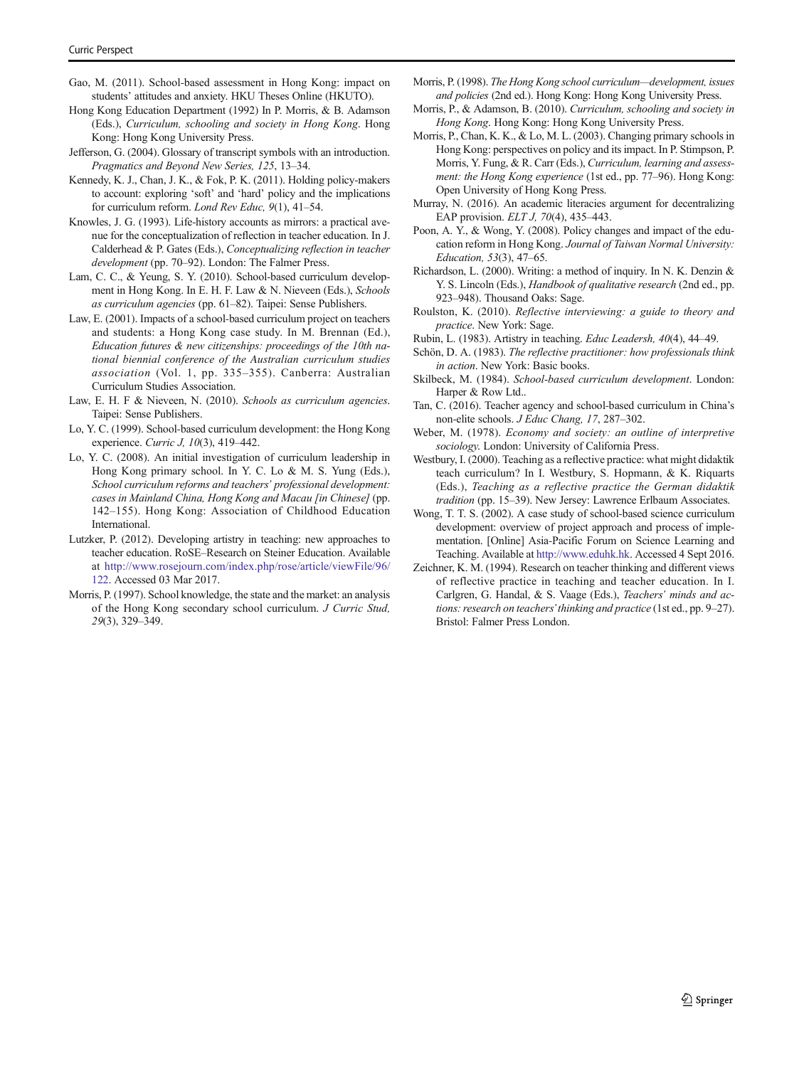Gao, M. (2011). School-based assessment in Hong Kong: impact on students' attitudes and anxiety. HKU Theses Online (HKUTO).

Hong Kong Education Department (1992) In P. Morris, & B. Adamson (Eds.), *Curriculum, schooling and society in Hong Kong*. Hong Kong: Hong Kong University Press.

Jefferson, G. (2004). Glossary of transcript symbols with an introduction. *Pragmatics and Beyond New Series, 125*, 13–34.

Kennedy, K. J., Chan, J. K., & Fok, P. K. (2011). Holding policy-makers to account: exploring 'soft' and 'hard' policy and the implications for curriculum reform. *Lond Rev Educ, 9*(1), 41–54.

Knowles, J. G. (1993). Life-history accounts as mirrors: a practical avenue for the conceptualization of reflection in teacher education. In J. Calderhead & P. Gates (Eds.), *Conceptualizing reflection in teacher development* (pp. 70–92). London: The Falmer Press.

Lam, C. C., & Yeung, S. Y. (2010). School-based curriculum development in Hong Kong. In E. H. F. Law & N. Nieveen (Eds.), *Schools as curriculum agencies* (pp. 61–82). Taipei: Sense Publishers.

Law, E. (2001). Impacts of a school-based curriculum project on teachers and students: a Hong Kong case study. In M. Brennan (Ed.), *Education futures & new citizenships: proceedings of the 10th national biennial conference of the Australian curriculum studies association* (Vol. 1, pp. 335–355). Canberra: Australian Curriculum Studies Association.

Law, E. H. F & Nieveen, N. (2010). *Schools as curriculum agencies*. Taipei: Sense Publishers.

Lo, Y. C. (1999). School-based curriculum development: the Hong Kong experience. *Curric J, 10*(3), 419–442.

Lo, Y. C. (2008). An initial investigation of curriculum leadership in Hong Kong primary school. In Y. C. Lo & M. S. Yung (Eds.), *School curriculum reforms and teachers' professional development: cases in Mainland China, Hong Kong and Macau [in Chinese]* (pp. 142–155). Hong Kong: Association of Childhood Education International.

Lutzker, P. (2012). Developing artistry in teaching: new approaches to teacher education. RoSE–Research on Steiner Education. Available at http://www.rosejourn.com/index.php/rose/article/viewFile/96/122. Accessed 03 Mar 2017.

Morris, P. (1997). School knowledge, the state and the market: an analysis of the Hong Kong secondary school curriculum. *J Curric Stud, 29*(3), 329–349.

Morris, P. (1998). *The Hong Kong school curriculum—development, issues and policies* (2nd ed.). Hong Kong: Hong Kong University Press.

Morris, P., & Adamson, B. (2010). *Curriculum, schooling and society in Hong Kong*. Hong Kong: Hong Kong University Press.

Morris, P., Chan, K. K., & Lo, M. L. (2003). Changing primary schools in Hong Kong: perspectives on policy and its impact. In P. Stimpson, P. Morris, Y. Fung, & R. Carr (Eds.), *Curriculum, learning and assessment: the Hong Kong experience* (1st ed., pp. 77–96). Hong Kong: Open University of Hong Kong Press.

Murray, N. (2016). An academic literacies argument for decentralizing EAP provision. *ELT J, 70*(4), 435–443.

Poon, A. Y., & Wong, Y. (2008). Policy changes and impact of the education reform in Hong Kong. *Journal of Taiwan Normal University: Education, 53*(3), 47–65.

Richardson, L. (2000). Writing: a method of inquiry. In N. K. Denzin & Y. S. Lincoln (Eds.), *Handbook of qualitative research* (2nd ed., pp. 923–948). Thousand Oaks: Sage.

Roulston, K. (2010). *Reflective interviewing: a guide to theory and practice*. New York: Sage.

Rubin, L. (1983). Artistry in teaching. *Educ Leadersh, 40*(4), 44–49.

Schön, D. A. (1983). *The reflective practitioner: how professionals think in action*. New York: Basic books.

Skilbeck, M. (1984). *School-based curriculum development*. London: Harper & Row Ltd..

Tan, C. (2016). Teacher agency and school-based curriculum in China's non-elite schools. *J Educ Chang, 17*, 287–302.

Weber, M. (1978). *Economy and society: an outline of interpretive sociology*. London: University of California Press.

Westbury, I. (2000). Teaching as a reflective practice: what might didaktik teach curriculum? In I. Westbury, S. Hopmann, & K. Riquarts (Eds.), *Teaching as a reflective practice the German didaktik tradition* (pp. 15–39). New Jersey: Lawrence Erlbaum Associates.

Wong, T. T. S. (2002). A case study of school-based science curriculum development: overview of project approach and process of implementation. [Online] Asia-Pacific Forum on Science Learning and Teaching. Available at http://www.eduhk.hk. Accessed 4 Sept 2016.

Zeichner, K. M. (1994). Research on teacher thinking and different views of reflective practice in teaching and teacher education. In I. Carlgren, G. Handal, & S. Vaage (Eds.), *Teachers' minds and actions: research on teachers' thinking and practice* (1st ed., pp. 9–27). Bristol: Falmer Press London.